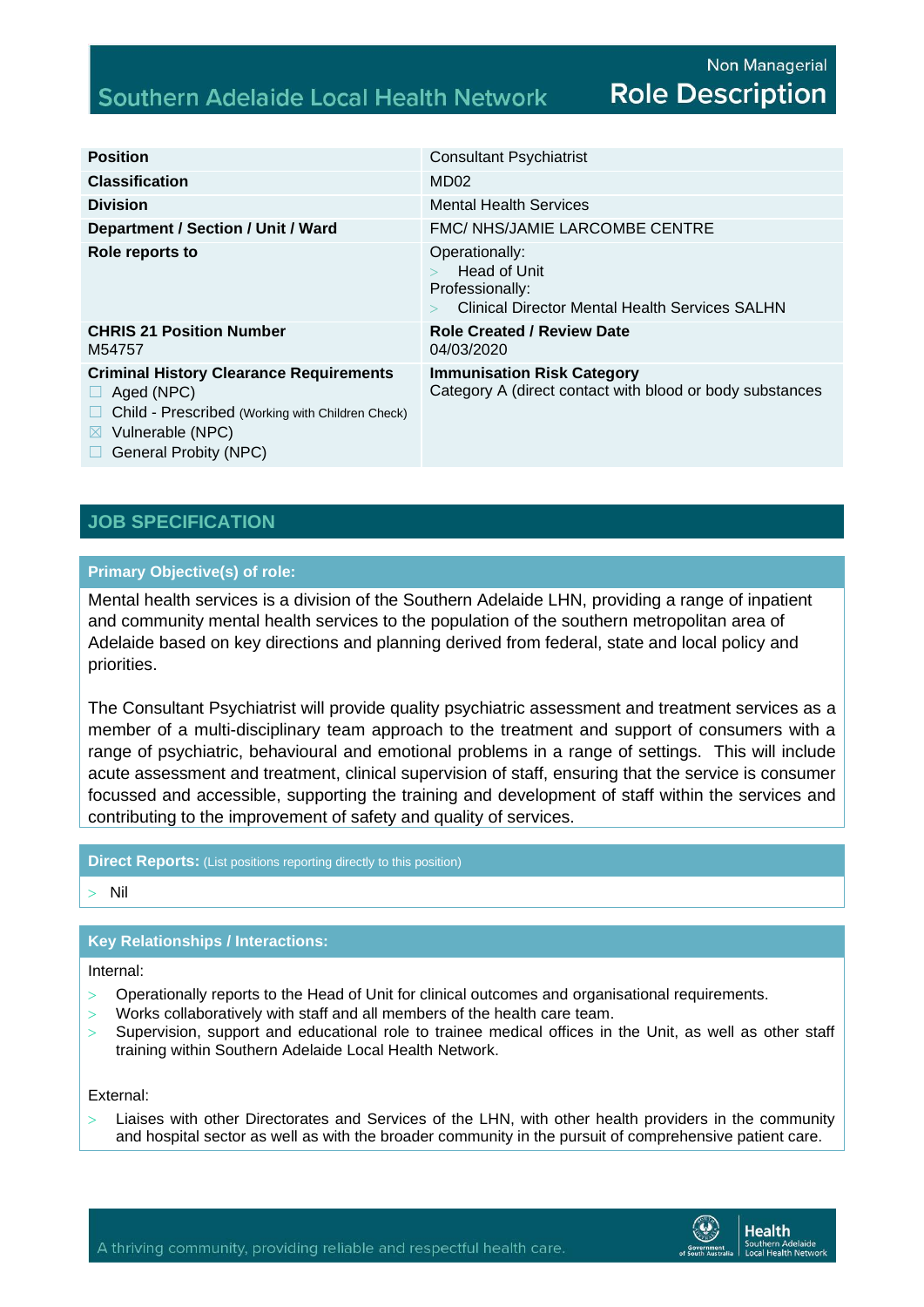Non Managerial

# Southern Adelaide Local Health Network — Role Description

| | |
|---|---|
| **Position** | Consultant Psychiatrist |
| **Classification** | MD02 |
| **Division** | Mental Health Services |
| **Department / Section / Unit / Ward** | FMC/ NHS/JAMIE LARCOMBE CENTRE |
| **Role reports to** | Operationally: <br> > Head of Unit <br> Professionally: <br> > Clinical Director Mental Health Services SALHN |
| **CHRIS 21 Position Number** <br> M54757 | **Role Created / Review Date** <br> 04/03/2020 |
| **Criminal History Clearance Requirements** <br> ☐ Aged (NPC) <br> ☐ Child - Prescribed (Working with Children Check) <br> ☒ Vulnerable (NPC) <br> ☐ General Probity (NPC) | **Immunisation Risk Category** <br> Category A (direct contact with blood or body substances |

## JOB SPECIFICATION

### Primary Objective(s) of role:

Mental health services is a division of the Southern Adelaide LHN, providing a range of inpatient and community mental health services to the population of the southern metropolitan area of Adelaide based on key directions and planning derived from federal, state and local policy and priorities.

The Consultant Psychiatrist will provide quality psychiatric assessment and treatment services as a member of a multi-disciplinary team approach to the treatment and support of consumers with a range of psychiatric, behavioural and emotional problems in a range of settings. This will include acute assessment and treatment, clinical supervision of staff, ensuring that the service is consumer focussed and accessible, supporting the training and development of staff within the services and contributing to the improvement of safety and quality of services.

### Direct Reports: (List positions reporting directly to this position)

- Nil

### Key Relationships / Interactions:

Internal:

- Operationally reports to the Head of Unit for clinical outcomes and organisational requirements.
- Works collaboratively with staff and all members of the health care team.
- Supervision, support and educational role to trainee medical offices in the Unit, as well as other staff training within Southern Adelaide Local Health Network.

External:

- Liaises with other Directorates and Services of the LHN, with other health providers in the community and hospital sector as well as with the broader community in the pursuit of comprehensive patient care.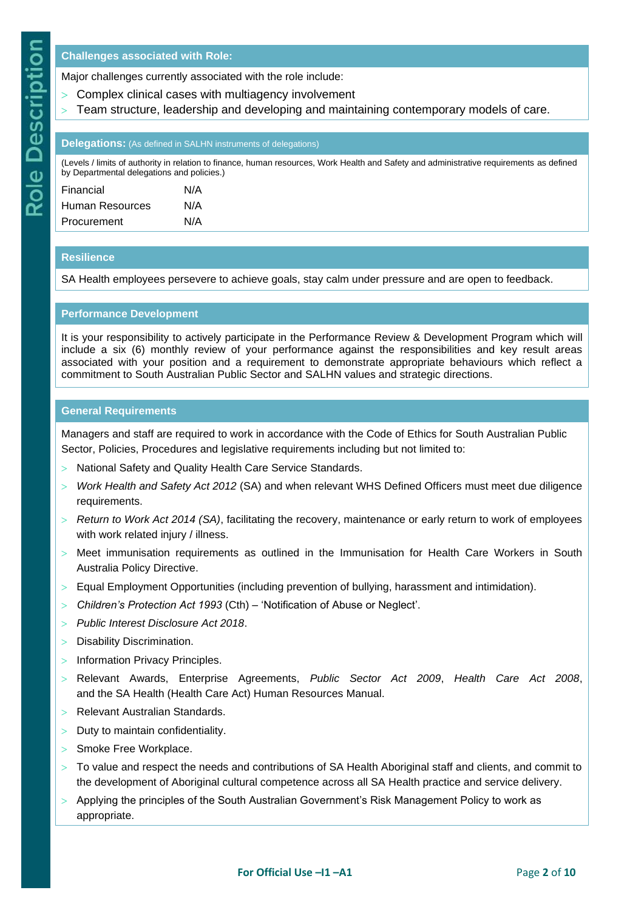## Challenges associated with Role:

Major challenges currently associated with the role include:

- Complex clinical cases with multiagency involvement
- Team structure, leadership and developing and maintaining contemporary models of care.

## Delegations: (As defined in SALHN instruments of delegations)

(Levels / limits of authority in relation to finance, human resources, Work Health and Safety and administrative requirements as defined by Departmental delegations and policies.)

| | |
|---|---|
| Financial | N/A |
| Human Resources | N/A |
| Procurement | N/A |

## Resilience

SA Health employees persevere to achieve goals, stay calm under pressure and are open to feedback.

## Performance Development

It is your responsibility to actively participate in the Performance Review & Development Program which will include a six (6) monthly review of your performance against the responsibilities and key result areas associated with your position and a requirement to demonstrate appropriate behaviours which reflect a commitment to South Australian Public Sector and SALHN values and strategic directions.

## General Requirements

Managers and staff are required to work in accordance with the Code of Ethics for South Australian Public Sector, Policies, Procedures and legislative requirements including but not limited to:

- National Safety and Quality Health Care Service Standards.
- *Work Health and Safety Act 2012* (SA) and when relevant WHS Defined Officers must meet due diligence requirements.
- *Return to Work Act 2014 (SA)*, facilitating the recovery, maintenance or early return to work of employees with work related injury / illness.
- Meet immunisation requirements as outlined in the Immunisation for Health Care Workers in South Australia Policy Directive.
- Equal Employment Opportunities (including prevention of bullying, harassment and intimidation).
- *Children's Protection Act 1993* (Cth) – 'Notification of Abuse or Neglect'.
- *Public Interest Disclosure Act 2018*.
- Disability Discrimination.
- Information Privacy Principles.
- Relevant Awards, Enterprise Agreements, *Public Sector Act 2009*, *Health Care Act 2008*, and the SA Health (Health Care Act) Human Resources Manual.
- Relevant Australian Standards.
- Duty to maintain confidentiality.
- Smoke Free Workplace.
- To value and respect the needs and contributions of SA Health Aboriginal staff and clients, and commit to the development of Aboriginal cultural competence across all SA Health practice and service delivery.
- Applying the principles of the South Australian Government's Risk Management Policy to work as appropriate.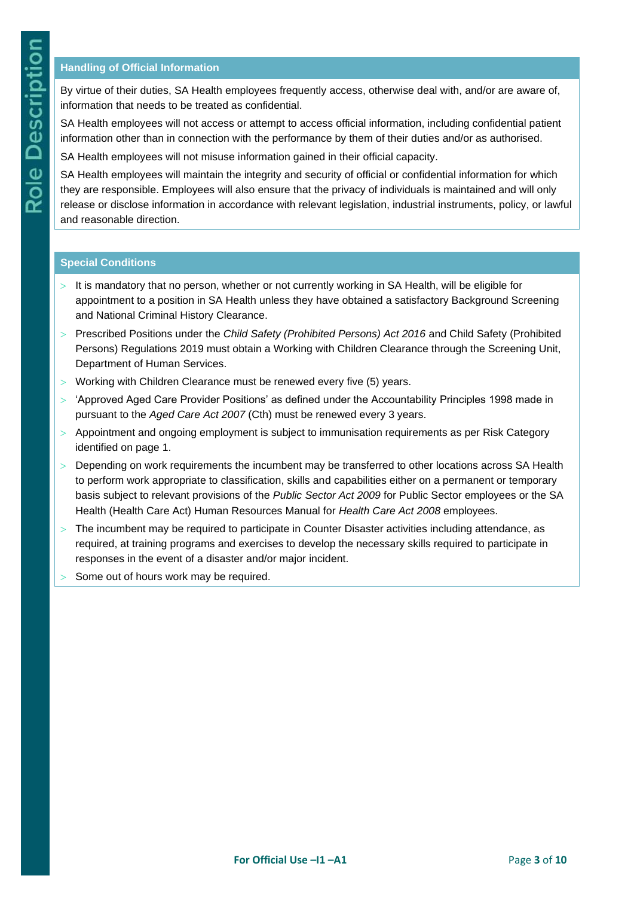## Handling of Official Information

By virtue of their duties, SA Health employees frequently access, otherwise deal with, and/or are aware of, information that needs to be treated as confidential.

SA Health employees will not access or attempt to access official information, including confidential patient information other than in connection with the performance by them of their duties and/or as authorised.

SA Health employees will not misuse information gained in their official capacity.

SA Health employees will maintain the integrity and security of official or confidential information for which they are responsible. Employees will also ensure that the privacy of individuals is maintained and will only release or disclose information in accordance with relevant legislation, industrial instruments, policy, or lawful and reasonable direction.

## Special Conditions

- It is mandatory that no person, whether or not currently working in SA Health, will be eligible for appointment to a position in SA Health unless they have obtained a satisfactory Background Screening and National Criminal History Clearance.
- Prescribed Positions under the *Child Safety (Prohibited Persons) Act 2016* and Child Safety (Prohibited Persons) Regulations 2019 must obtain a Working with Children Clearance through the Screening Unit, Department of Human Services.
- Working with Children Clearance must be renewed every five (5) years.
- 'Approved Aged Care Provider Positions' as defined under the Accountability Principles 1998 made in pursuant to the *Aged Care Act 2007* (Cth) must be renewed every 3 years.
- Appointment and ongoing employment is subject to immunisation requirements as per Risk Category identified on page 1.
- Depending on work requirements the incumbent may be transferred to other locations across SA Health to perform work appropriate to classification, skills and capabilities either on a permanent or temporary basis subject to relevant provisions of the *Public Sector Act 2009* for Public Sector employees or the SA Health (Health Care Act) Human Resources Manual for *Health Care Act 2008* employees.
- The incumbent may be required to participate in Counter Disaster activities including attendance, as required, at training programs and exercises to develop the necessary skills required to participate in responses in the event of a disaster and/or major incident.
- Some out of hours work may be required.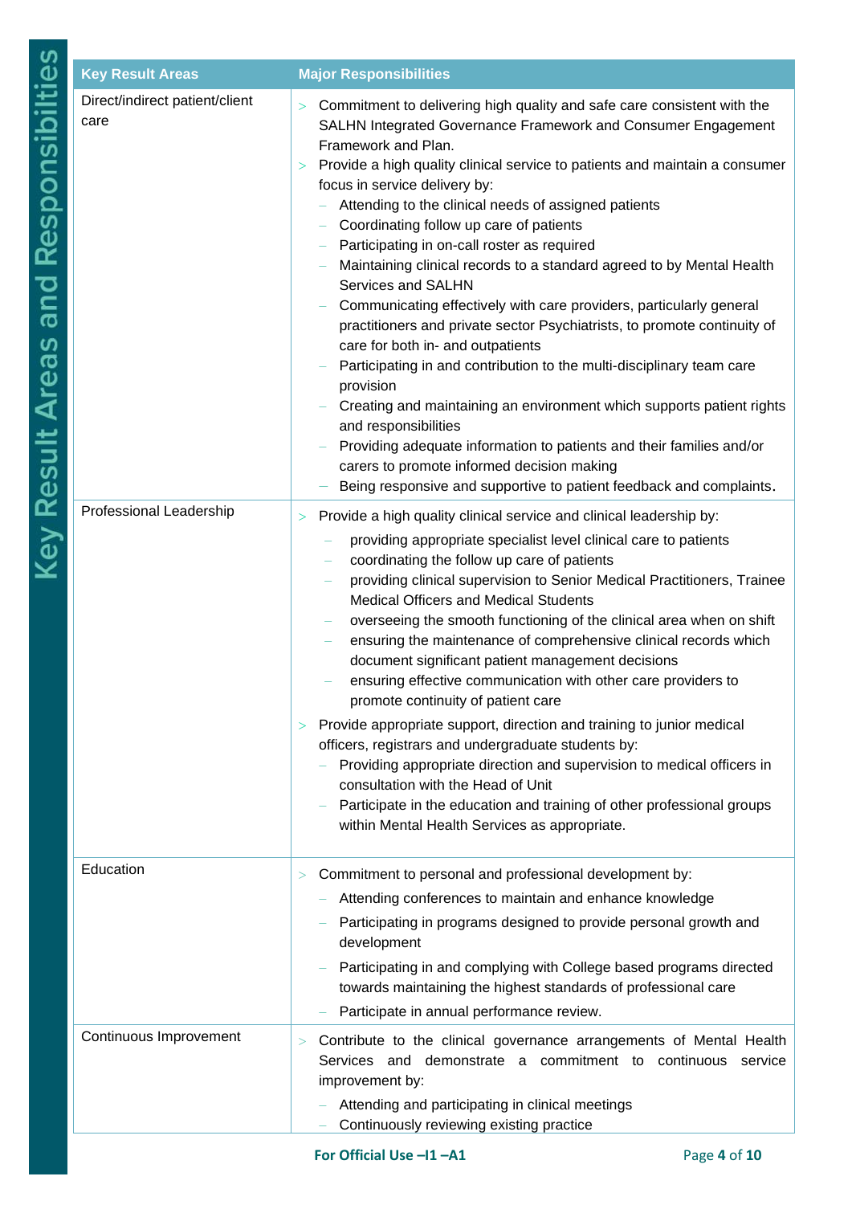## Key Result Areas and Responsibilities

| Key Result Areas | Major Responsibilities |
|---|---|
| Direct/indirect patient/client care | > Commitment to delivering high quality and safe care consistent with the SALHN Integrated Governance Framework and Consumer Engagement Framework and Plan.<br>> Provide a high quality clinical service to patients and maintain a consumer focus in service delivery by:<br>– Attending to the clinical needs of assigned patients<br>– Coordinating follow up care of patients<br>– Participating in on-call roster as required<br>– Maintaining clinical records to a standard agreed to by Mental Health Services and SALHN<br>– Communicating effectively with care providers, particularly general practitioners and private sector Psychiatrists, to promote continuity of care for both in- and outpatients<br>– Participating in and contribution to the multi-disciplinary team care provision<br>– Creating and maintaining an environment which supports patient rights and responsibilities<br>– Providing adequate information to patients and their families and/or carers to promote informed decision making<br>– Being responsive and supportive to patient feedback and complaints. |
| Professional Leadership | > Provide a high quality clinical service and clinical leadership by:<br>– providing appropriate specialist level clinical care to patients<br>– coordinating the follow up care of patients<br>– providing clinical supervision to Senior Medical Practitioners, Trainee Medical Officers and Medical Students<br>– overseeing the smooth functioning of the clinical area when on shift<br>– ensuring the maintenance of comprehensive clinical records which document significant patient management decisions<br>– ensuring effective communication with other care providers to promote continuity of patient care<br>> Provide appropriate support, direction and training to junior medical officers, registrars and undergraduate students by:<br>– Providing appropriate direction and supervision to medical officers in consultation with the Head of Unit<br>– Participate in the education and training of other professional groups within Mental Health Services as appropriate. |
| Education | > Commitment to personal and professional development by:<br>– Attending conferences to maintain and enhance knowledge<br>– Participating in programs designed to provide personal growth and development<br>– Participating in and complying with College based programs directed towards maintaining the highest standards of professional care<br>– Participate in annual performance review. |
| Continuous Improvement | > Contribute to the clinical governance arrangements of Mental Health Services and demonstrate a commitment to continuous service improvement by:<br>– Attending and participating in clinical meetings<br>– Continuously reviewing existing practice |

For Official Use –I1 –A1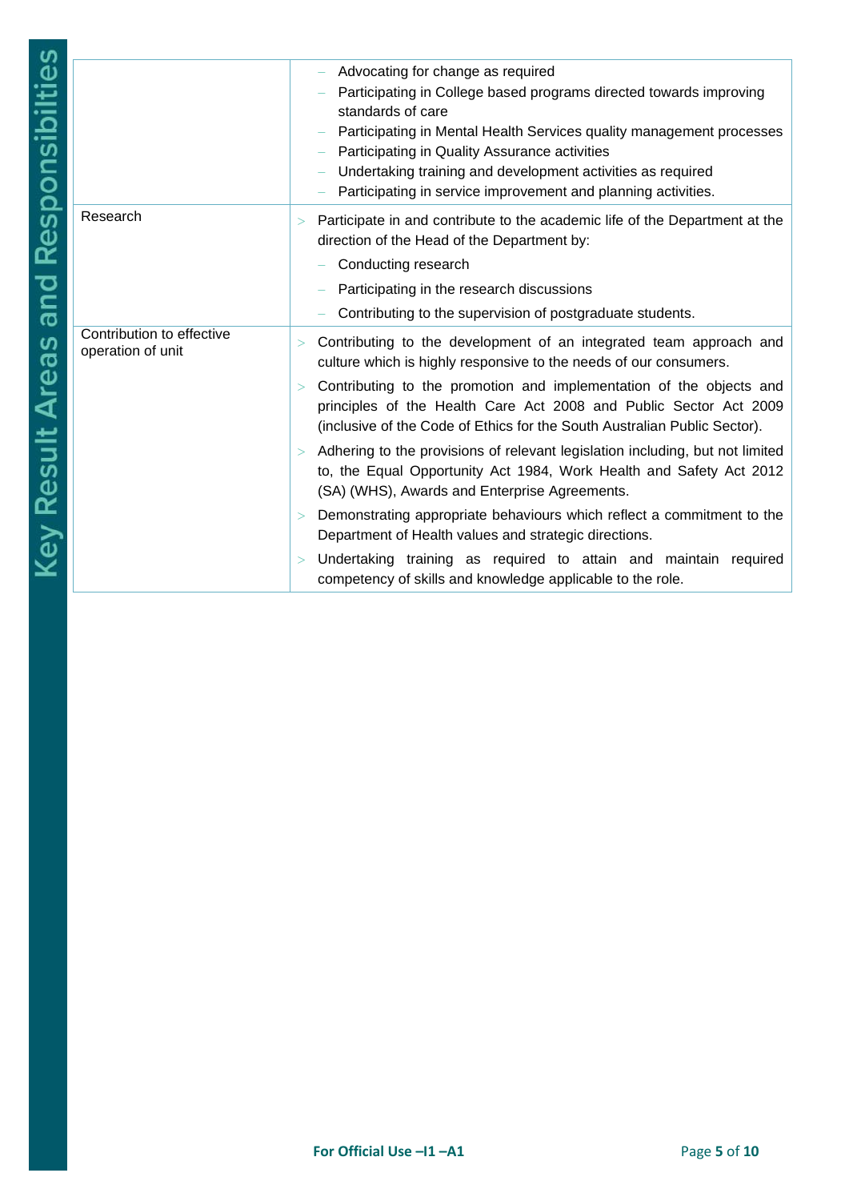**Key Result Areas and Responsibilities**

| | |
|---|---|
| | – Advocating for change as required<br>– Participating in College based programs directed towards improving standards of care<br>– Participating in Mental Health Services quality management processes<br>– Participating in Quality Assurance activities<br>– Undertaking training and development activities as required<br>– Participating in service improvement and planning activities. |
| Research | > Participate in and contribute to the academic life of the Department at the direction of the Head of the Department by:<br>– Conducting research<br>– Participating in the research discussions<br>– Contributing to the supervision of postgraduate students. |
| Contribution to effective operation of unit | > Contributing to the development of an integrated team approach and culture which is highly responsive to the needs of our consumers.<br>> Contributing to the promotion and implementation of the objects and principles of the Health Care Act 2008 and Public Sector Act 2009 (inclusive of the Code of Ethics for the South Australian Public Sector).<br>> Adhering to the provisions of relevant legislation including, but not limited to, the Equal Opportunity Act 1984, Work Health and Safety Act 2012 (SA) (WHS), Awards and Enterprise Agreements.<br>> Demonstrating appropriate behaviours which reflect a commitment to the Department of Health values and strategic directions.<br>> Undertaking training as required to attain and maintain required competency of skills and knowledge applicable to the role. |

For Official Use –I1 –A1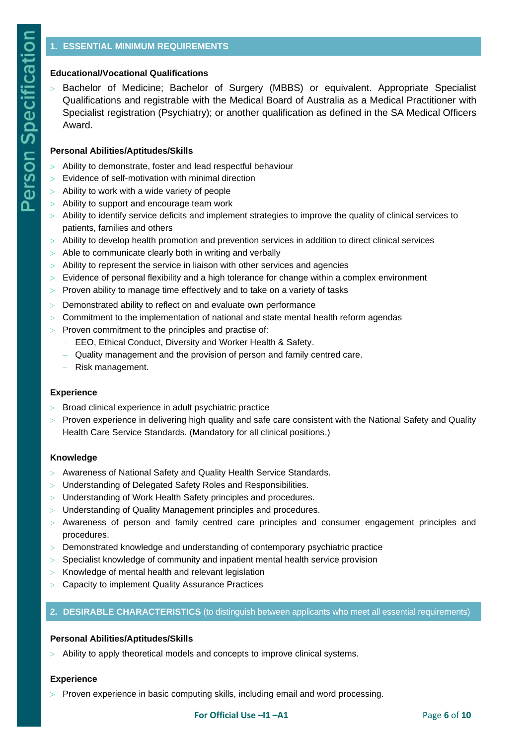## 1. ESSENTIAL MINIMUM REQUIREMENTS

**Educational/Vocational Qualifications**

- Bachelor of Medicine; Bachelor of Surgery (MBBS) or equivalent. Appropriate Specialist Qualifications and registrable with the Medical Board of Australia as a Medical Practitioner with Specialist registration (Psychiatry); or another qualification as defined in the SA Medical Officers Award.

**Personal Abilities/Aptitudes/Skills**

- Ability to demonstrate, foster and lead respectful behaviour
- Evidence of self-motivation with minimal direction
- Ability to work with a wide variety of people
- Ability to support and encourage team work
- Ability to identify service deficits and implement strategies to improve the quality of clinical services to patients, families and others
- Ability to develop health promotion and prevention services in addition to direct clinical services
- Able to communicate clearly both in writing and verbally
- Ability to represent the service in liaison with other services and agencies
- Evidence of personal flexibility and a high tolerance for change within a complex environment
- Proven ability to manage time effectively and to take on a variety of tasks
- Demonstrated ability to reflect on and evaluate own performance
- Commitment to the implementation of national and state mental health reform agendas
- Proven commitment to the principles and practise of:
  - EEO, Ethical Conduct, Diversity and Worker Health & Safety.
  - Quality management and the provision of person and family centred care.
  - Risk management.

**Experience**

- Broad clinical experience in adult psychiatric practice
- Proven experience in delivering high quality and safe care consistent with the National Safety and Quality Health Care Service Standards. (Mandatory for all clinical positions.)

**Knowledge**

- Awareness of National Safety and Quality Health Service Standards.
- Understanding of Delegated Safety Roles and Responsibilities.
- Understanding of Work Health Safety principles and procedures.
- Understanding of Quality Management principles and procedures.
- Awareness of person and family centred care principles and consumer engagement principles and procedures.
- Demonstrated knowledge and understanding of contemporary psychiatric practice
- Specialist knowledge of community and inpatient mental health service provision
- Knowledge of mental health and relevant legislation
- Capacity to implement Quality Assurance Practices

## 2. DESIRABLE CHARACTERISTICS (to distinguish between applicants who meet all essential requirements)

**Personal Abilities/Aptitudes/Skills**

- Ability to apply theoretical models and concepts to improve clinical systems.

**Experience**

- Proven experience in basic computing skills, including email and word processing.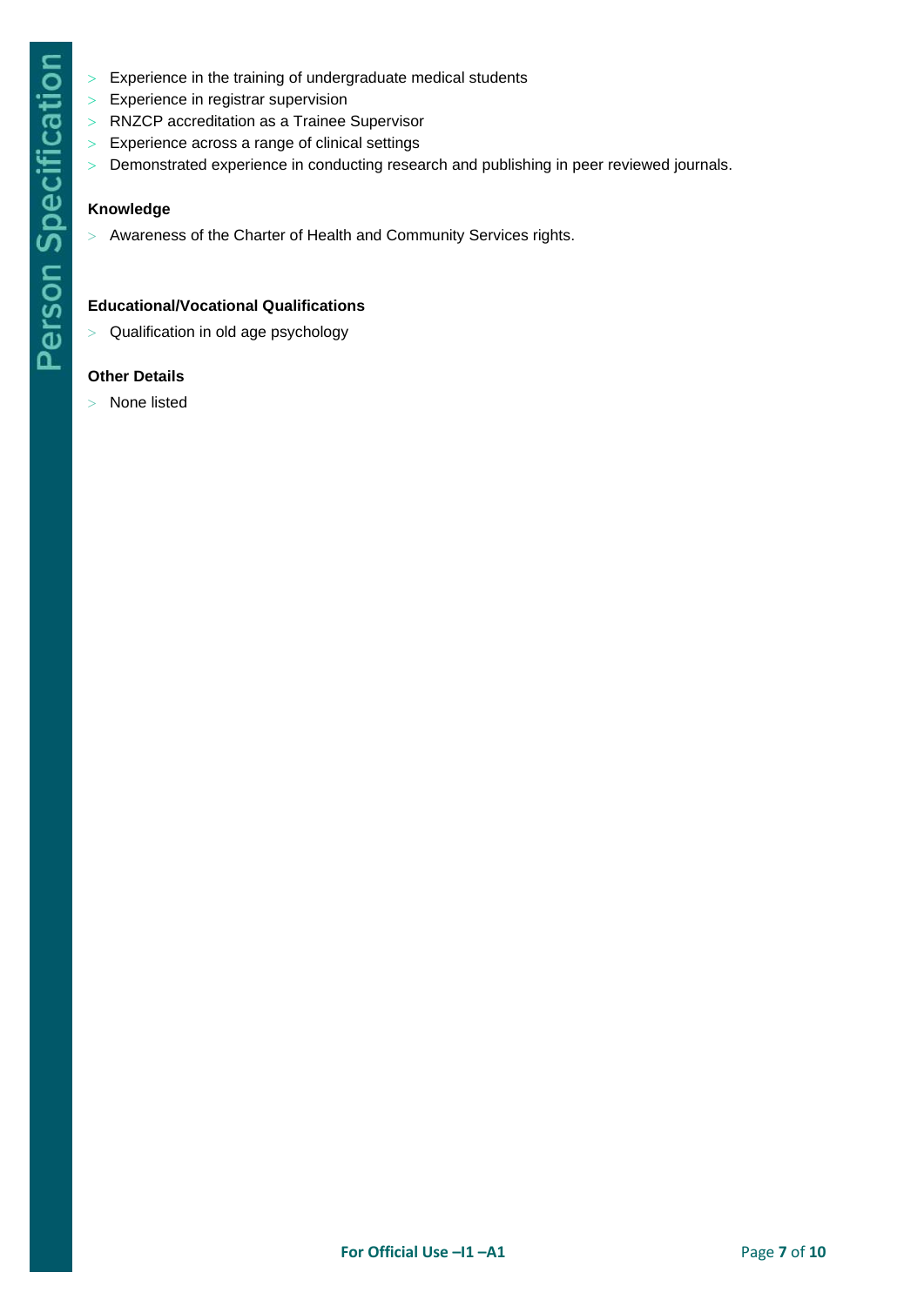- Experience in the training of undergraduate medical students
- Experience in registrar supervision
- RNZCP accreditation as a Trainee Supervisor
- Experience across a range of clinical settings
- Demonstrated experience in conducting research and publishing in peer reviewed journals.

**Knowledge**

- Awareness of the Charter of Health and Community Services rights.

**Educational/Vocational Qualifications**

- Qualification in old age psychology

**Other Details**

- None listed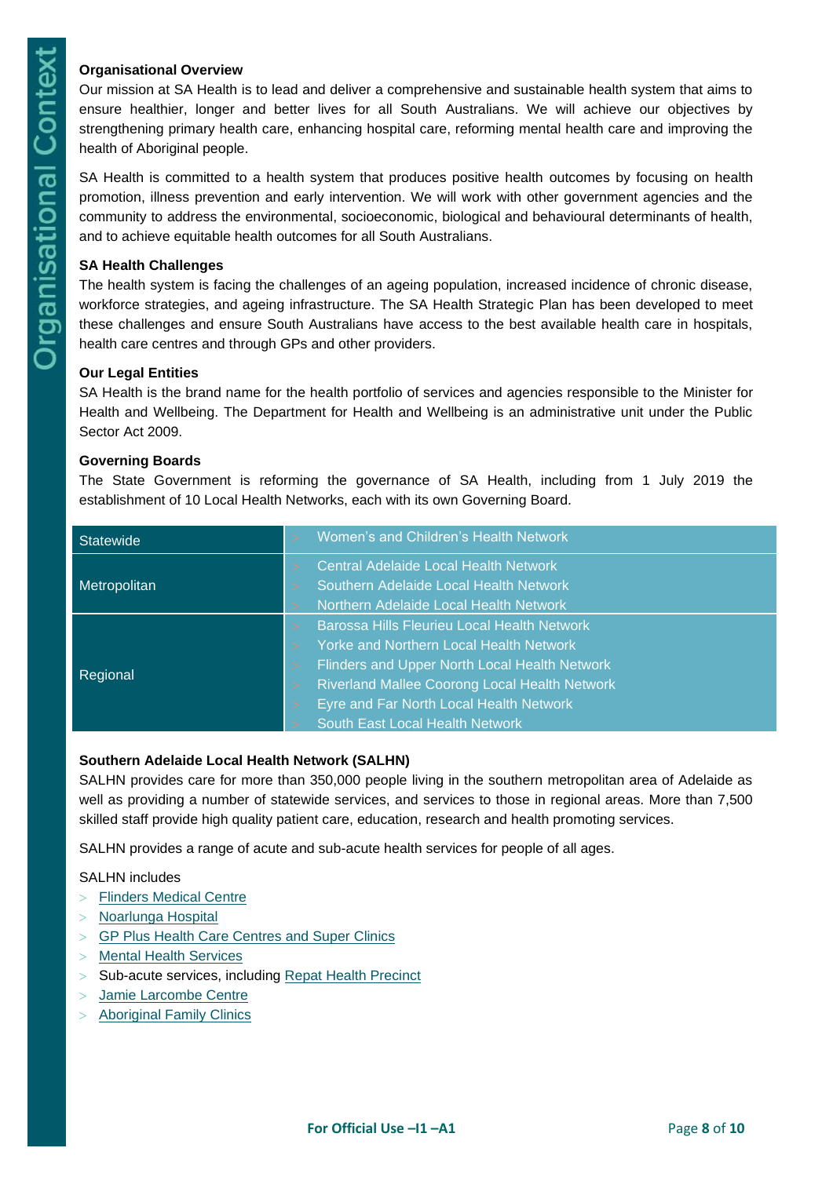**Organisational Context**

**Organisational Overview**

Our mission at SA Health is to lead and deliver a comprehensive and sustainable health system that aims to ensure healthier, longer and better lives for all South Australians. We will achieve our objectives by strengthening primary health care, enhancing hospital care, reforming mental health care and improving the health of Aboriginal people.

SA Health is committed to a health system that produces positive health outcomes by focusing on health promotion, illness prevention and early intervention. We will work with other government agencies and the community to address the environmental, socioeconomic, biological and behavioural determinants of health, and to achieve equitable health outcomes for all South Australians.

**SA Health Challenges**

The health system is facing the challenges of an ageing population, increased incidence of chronic disease, workforce strategies, and ageing infrastructure. The SA Health Strategic Plan has been developed to meet these challenges and ensure South Australians have access to the best available health care in hospitals, health care centres and through GPs and other providers.

**Our Legal Entities**

SA Health is the brand name for the health portfolio of services and agencies responsible to the Minister for Health and Wellbeing. The Department for Health and Wellbeing is an administrative unit under the Public Sector Act 2009.

**Governing Boards**

The State Government is reforming the governance of SA Health, including from 1 July 2019 the establishment of 10 Local Health Networks, each with its own Governing Board.

| | |
|---|---|
| Statewide | > Women's and Children's Health Network |
| Metropolitan | > Central Adelaide Local Health Network<br>> Southern Adelaide Local Health Network<br>> Northern Adelaide Local Health Network |
| Regional | > Barossa Hills Fleurieu Local Health Network<br>> Yorke and Northern Local Health Network<br>> Flinders and Upper North Local Health Network<br>> Riverland Mallee Coorong Local Health Network<br>> Eyre and Far North Local Health Network<br>> South East Local Health Network |

**Southern Adelaide Local Health Network (SALHN)**

SALHN provides care for more than 350,000 people living in the southern metropolitan area of Adelaide as well as providing a number of statewide services, and services to those in regional areas. More than 7,500 skilled staff provide high quality patient care, education, research and health promoting services.

SALHN provides a range of acute and sub-acute health services for people of all ages.

SALHN includes

- Flinders Medical Centre
- Noarlunga Hospital
- GP Plus Health Care Centres and Super Clinics
- Mental Health Services
- Sub-acute services, including Repat Health Precinct
- Jamie Larcombe Centre
- Aboriginal Family Clinics

For Official Use –I1 –A1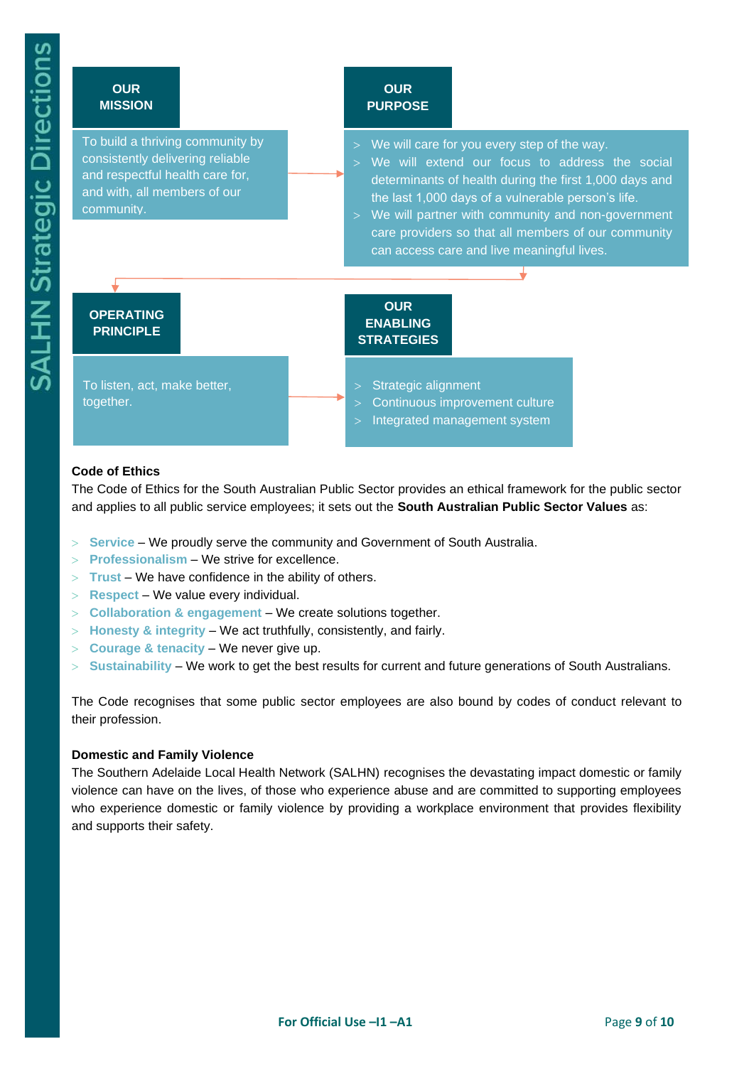**SALHN Strategic Directions**

**OUR MISSION**

To build a thriving community by consistently delivering reliable and respectful health care for, and with, all members of our community.

**OUR PURPOSE**

- We will care for you every step of the way.
- We will extend our focus to address the social determinants of health during the first 1,000 days and the last 1,000 days of a vulnerable person's life.
- We will partner with community and non-government care providers so that all members of our community can access care and live meaningful lives.

**OPERATING PRINCIPLE**

To listen, act, make better, together.

**OUR ENABLING STRATEGIES**

- Strategic alignment
- Continuous improvement culture
- Integrated management system

**Code of Ethics**

The Code of Ethics for the South Australian Public Sector provides an ethical framework for the public sector and applies to all public service employees; it sets out the **South Australian Public Sector Values** as:

- **Service** – We proudly serve the community and Government of South Australia.
- **Professionalism** – We strive for excellence.
- **Trust** – We have confidence in the ability of others.
- **Respect** – We value every individual.
- **Collaboration & engagement** – We create solutions together.
- **Honesty & integrity** – We act truthfully, consistently, and fairly.
- **Courage & tenacity** – We never give up.
- **Sustainability** – We work to get the best results for current and future generations of South Australians.

The Code recognises that some public sector employees are also bound by codes of conduct relevant to their profession.

**Domestic and Family Violence**

The Southern Adelaide Local Health Network (SALHN) recognises the devastating impact domestic or family violence can have on the lives, of those who experience abuse and are committed to supporting employees who experience domestic or family violence by providing a workplace environment that provides flexibility and supports their safety.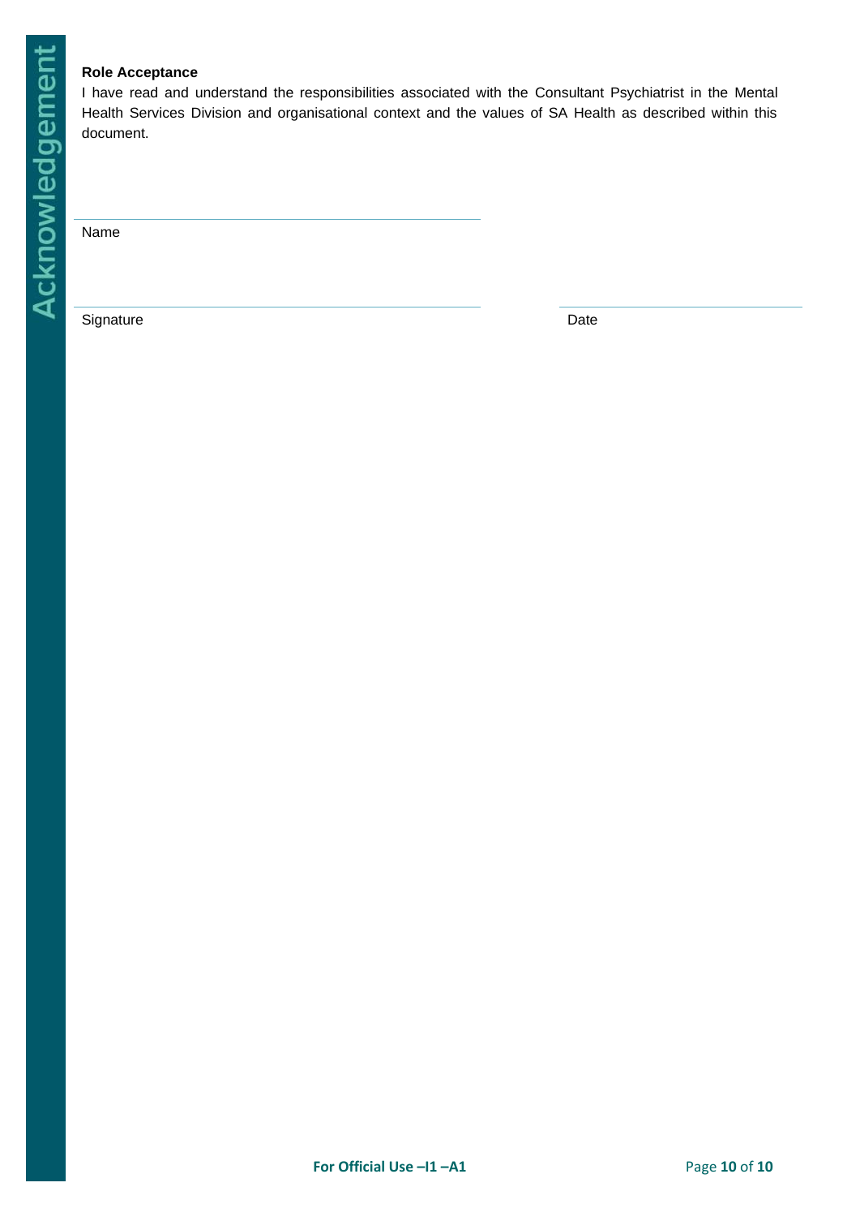Acknowledgement

**Role Acceptance**

I have read and understand the responsibilities associated with the Consultant Psychiatrist in the Mental Health Services Division and organisational context and the values of SA Health as described within this document.

Name

Signature

Date

For Official Use –I1 –A1